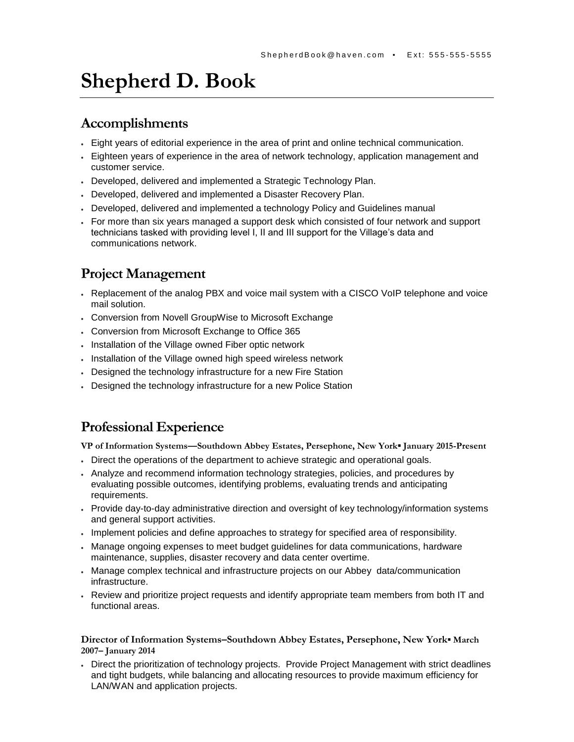ShepherdBook@haven.com ▪ Ext: 555-555-5555

# Shepherd D. Book

## Accomplishments

- Eight years of editorial experience in the area of print and online technical communication.
- Eighteen years of experience in the area of network technology, application management and customer service.
- Developed, delivered and implemented a Strategic Technology Plan.
- Developed, delivered and implemented a Disaster Recovery Plan.
- Developed, delivered and implemented a technology Policy and Guidelines manual
- For more than six years managed a support desk which consisted of four network and support technicians tasked with providing level I, II and III support for the Village's data and communications network.

## Project Management

- Replacement of the analog PBX and voice mail system with a CISCO VoIP telephone and voice mail solution.
- Conversion from Novell GroupWise to Microsoft Exchange
- Conversion from Microsoft Exchange to Office 365
- Installation of the Village owned Fiber optic network
- Installation of the Village owned high speed wireless network
- Designed the technology infrastructure for a new Fire Station
- Designed the technology infrastructure for a new Police Station

## Professional Experience

**VP of Information Systems—Southdown Abbey Estates, Persephone, New York▪ January 2015-Present**

- Direct the operations of the department to achieve strategic and operational goals.
- Analyze and recommend information technology strategies, policies, and procedures by evaluating possible outcomes, identifying problems, evaluating trends and anticipating requirements.
- Provide day-to-day administrative direction and oversight of key technology/information systems and general support activities.
- Implement policies and define approaches to strategy for specified area of responsibility.
- Manage ongoing expenses to meet budget guidelines for data communications, hardware maintenance, supplies, disaster recovery and data center overtime.
- Manage complex technical and infrastructure projects on our Abbey data/communication infrastructure.
- Review and prioritize project requests and identify appropriate team members from both IT and functional areas.

**Director of Information Systems–Southdown Abbey Estates, Persephone, New York▪ March 2007– January 2014**

- Direct the prioritization of technology projects. Provide Project Management with strict deadlines and tight budgets, while balancing and allocating resources to provide maximum efficiency for LAN/WAN and application projects.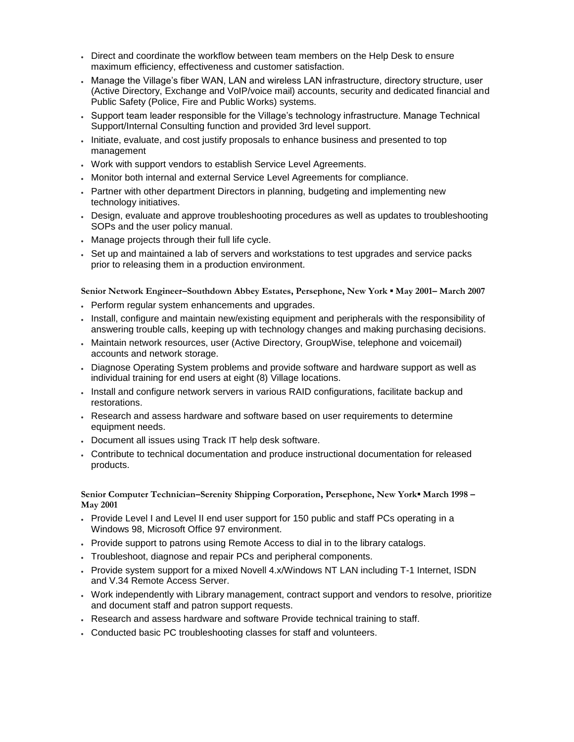- Direct and coordinate the workflow between team members on the Help Desk to ensure maximum efficiency, effectiveness and customer satisfaction.
- Manage the Village's fiber WAN, LAN and wireless LAN infrastructure, directory structure, user (Active Directory, Exchange and VoIP/voice mail) accounts, security and dedicated financial and Public Safety (Police, Fire and Public Works) systems.
- Support team leader responsible for the Village's technology infrastructure. Manage Technical Support/Internal Consulting function and provided 3rd level support.
- Initiate, evaluate, and cost justify proposals to enhance business and presented to top management
- Work with support vendors to establish Service Level Agreements.
- Monitor both internal and external Service Level Agreements for compliance.
- Partner with other department Directors in planning, budgeting and implementing new technology initiatives.
- Design, evaluate and approve troubleshooting procedures as well as updates to troubleshooting SOPs and the user policy manual.
- Manage projects through their full life cycle.
- Set up and maintained a lab of servers and workstations to test upgrades and service packs prior to releasing them in a production environment.

**Senior Network Engineer–Southdown Abbey Estates, Persephone, New York ▪ May 2001– March 2007**

- Perform regular system enhancements and upgrades.
- Install, configure and maintain new/existing equipment and peripherals with the responsibility of answering trouble calls, keeping up with technology changes and making purchasing decisions.
- Maintain network resources, user (Active Directory, GroupWise, telephone and voicemail) accounts and network storage.
- Diagnose Operating System problems and provide software and hardware support as well as individual training for end users at eight (8) Village locations.
- Install and configure network servers in various RAID configurations, facilitate backup and restorations.
- Research and assess hardware and software based on user requirements to determine equipment needs.
- Document all issues using Track IT help desk software.
- Contribute to technical documentation and produce instructional documentation for released products.

**Senior Computer Technician–Serenity Shipping Corporation, Persephone, New York▪ March 1998 – May 2001**

- Provide Level I and Level II end user support for 150 public and staff PCs operating in a Windows 98, Microsoft Office 97 environment.
- Provide support to patrons using Remote Access to dial in to the library catalogs.
- Troubleshoot, diagnose and repair PCs and peripheral components.
- Provide system support for a mixed Novell 4.x/Windows NT LAN including T-1 Internet, ISDN and V.34 Remote Access Server.
- Work independently with Library management, contract support and vendors to resolve, prioritize and document staff and patron support requests.
- Research and assess hardware and software Provide technical training to staff.
- Conducted basic PC troubleshooting classes for staff and volunteers.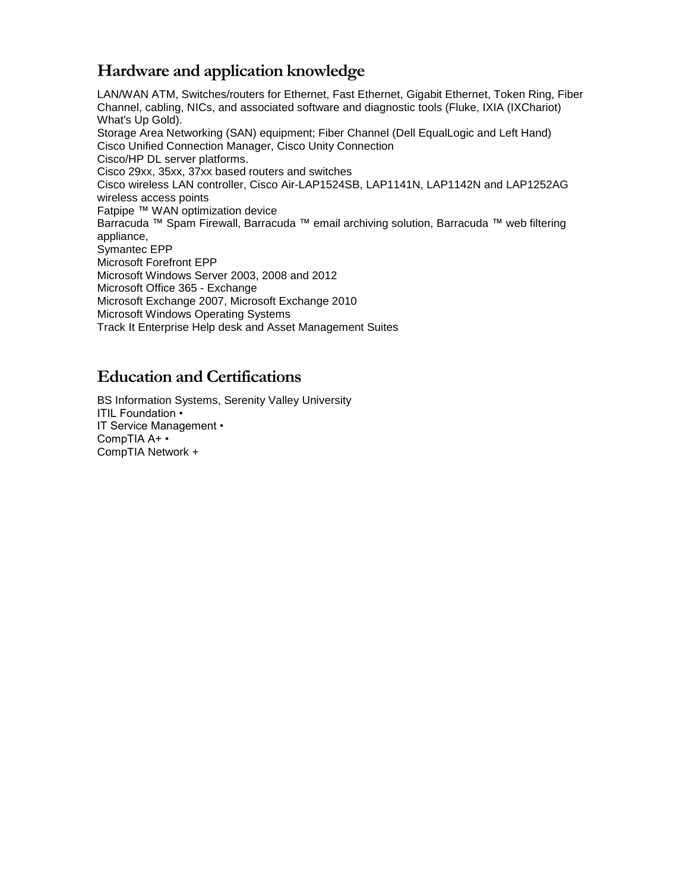## Hardware and application knowledge

LAN/WAN ATM, Switches/routers for Ethernet, Fast Ethernet, Gigabit Ethernet, Token Ring, Fiber Channel, cabling, NICs, and associated software and diagnostic tools (Fluke, IXIA (IXChariot) What's Up Gold).
Storage Area Networking (SAN) equipment; Fiber Channel (Dell EqualLogic and Left Hand)
Cisco Unified Connection Manager, Cisco Unity Connection
Cisco/HP DL server platforms.
Cisco 29xx, 35xx, 37xx based routers and switches
Cisco wireless LAN controller, Cisco Air-LAP1524SB, LAP1141N, LAP1142N and LAP1252AG wireless access points
Fatpipe ™ WAN optimization device
Barracuda ™ Spam Firewall, Barracuda ™ email archiving solution, Barracuda ™ web filtering appliance,
Symantec EPP
Microsoft Forefront EPP
Microsoft Windows Server 2003, 2008 and 2012
Microsoft Office 365 - Exchange
Microsoft Exchange 2007, Microsoft Exchange 2010
Microsoft Windows Operating Systems
Track It Enterprise Help desk and Asset Management Suites

## Education and Certifications

BS Information Systems, Serenity Valley University
ITIL Foundation •
IT Service Management •
CompTIA A+ •
CompTIA Network +